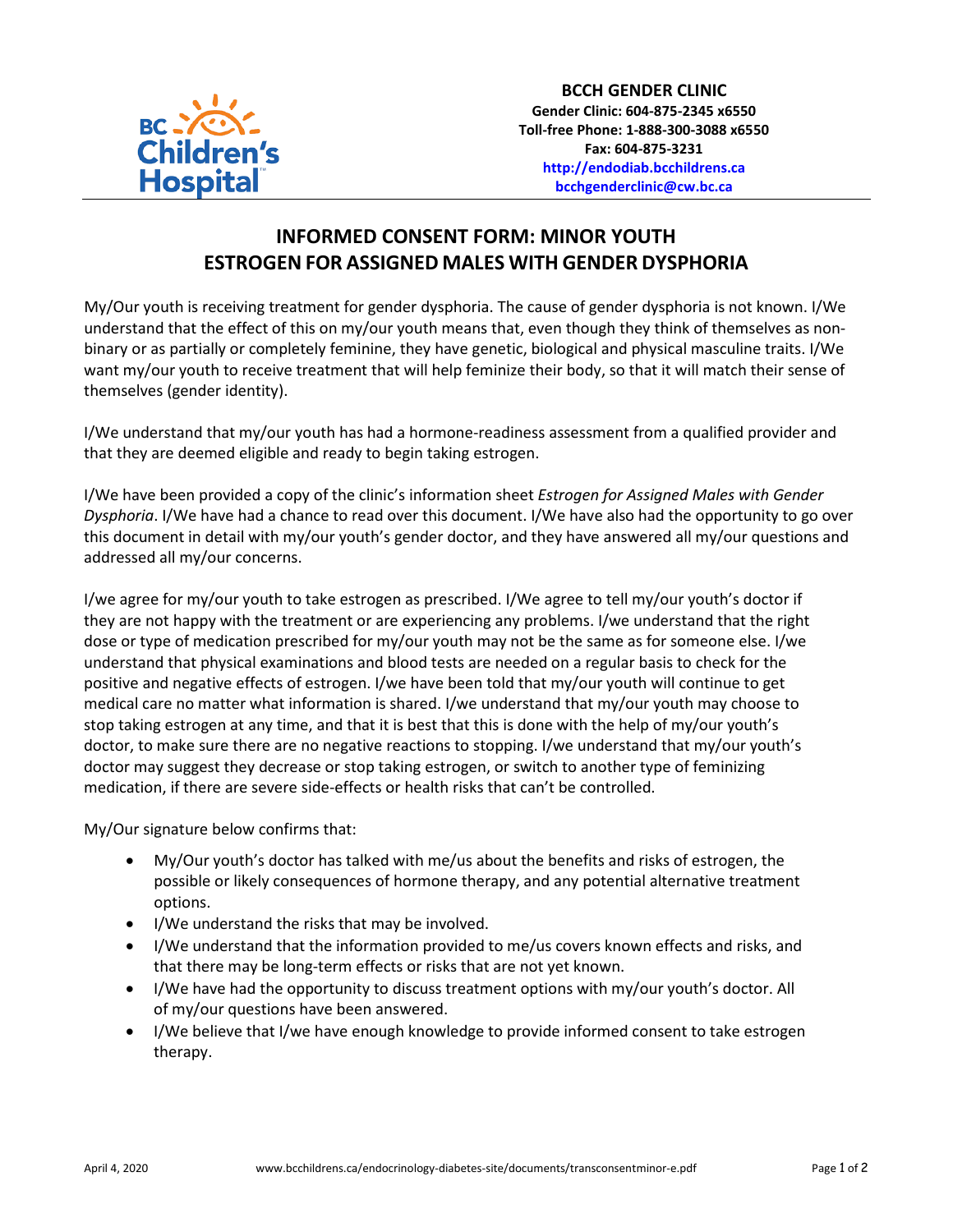**BCCH GENDER CLINIC**
**Gender Clinic: 604-875-2345 x6550**
**Toll-free Phone: 1-888-300-3088 x6550**
**Fax: 604-875-3231**
**http://endodiab.bcchildrens.ca**
**bcchgenderclinic@cw.bc.ca**

# INFORMED CONSENT FORM: MINOR YOUTH
# ESTROGEN FOR ASSIGNED MALES WITH GENDER DYSPHORIA

My/Our youth is receiving treatment for gender dysphoria. The cause of gender dysphoria is not known. I/We understand that the effect of this on my/our youth means that, even though they think of themselves as non-binary or as partially or completely feminine, they have genetic, biological and physical masculine traits. I/We want my/our youth to receive treatment that will help feminize their body, so that it will match their sense of themselves (gender identity).

I/We understand that my/our youth has had a hormone-readiness assessment from a qualified provider and that they are deemed eligible and ready to begin taking estrogen.

I/We have been provided a copy of the clinic's information sheet *Estrogen for Assigned Males with Gender Dysphoria*. I/We have had a chance to read over this document. I/We have also had the opportunity to go over this document in detail with my/our youth's gender doctor, and they have answered all my/our questions and addressed all my/our concerns.

I/we agree for my/our youth to take estrogen as prescribed. I/We agree to tell my/our youth's doctor if they are not happy with the treatment or are experiencing any problems. I/we understand that the right dose or type of medication prescribed for my/our youth may not be the same as for someone else. I/we understand that physical examinations and blood tests are needed on a regular basis to check for the positive and negative effects of estrogen. I/we have been told that my/our youth will continue to get medical care no matter what information is shared. I/we understand that my/our youth may choose to stop taking estrogen at any time, and that it is best that this is done with the help of my/our youth's doctor, to make sure there are no negative reactions to stopping. I/we understand that my/our youth's doctor may suggest they decrease or stop taking estrogen, or switch to another type of feminizing medication, if there are severe side-effects or health risks that can't be controlled.

My/Our signature below confirms that:

- My/Our youth's doctor has talked with me/us about the benefits and risks of estrogen, the possible or likely consequences of hormone therapy, and any potential alternative treatment options.
- I/We understand the risks that may be involved.
- I/We understand that the information provided to me/us covers known effects and risks, and that there may be long-term effects or risks that are not yet known.
- I/We have had the opportunity to discuss treatment options with my/our youth's doctor. All of my/our questions have been answered.
- I/We believe that I/we have enough knowledge to provide informed consent to take estrogen therapy.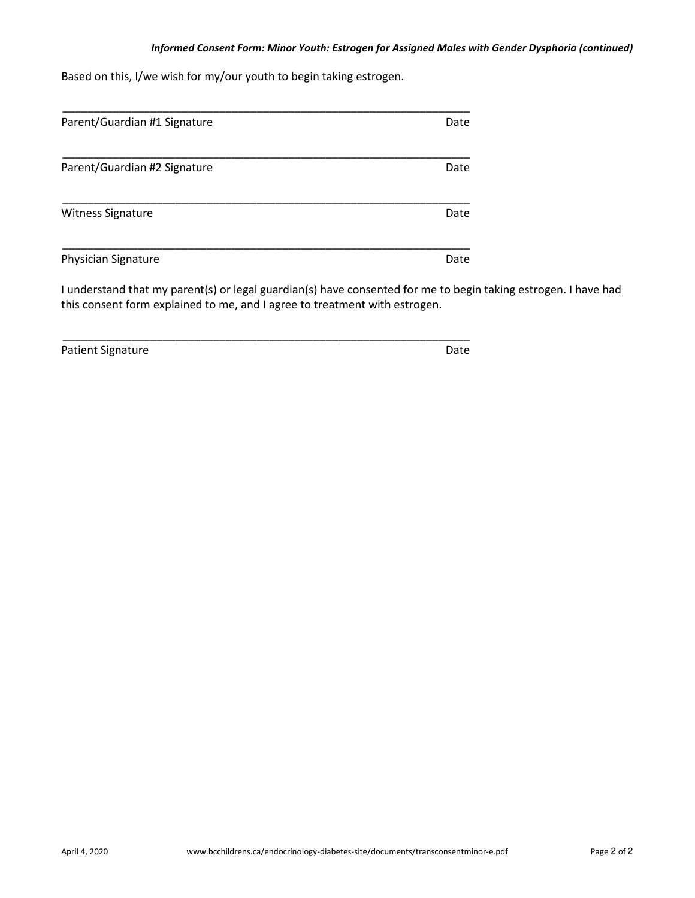Based on this, I/we wish for my/our youth to begin taking estrogen.

\_\_\_\_\_\_\_\_\_\_\_\_\_\_\_\_\_\_\_\_\_\_\_\_\_\_\_\_\_\_\_\_\_\_\_\_\_\_\_\_\_\_\_\_\_\_\_\_\_\_\_\_\_\_\_\_\_\_\_\_\_\_\_\_

Parent/Guardian #1 Signature Date

\_\_\_\_\_\_\_\_\_\_\_\_\_\_\_\_\_\_\_\_\_\_\_\_\_\_\_\_\_\_\_\_\_\_\_\_\_\_\_\_\_\_\_\_\_\_\_\_\_\_\_\_\_\_\_\_\_\_\_\_\_\_\_\_

Parent/Guardian #2 Signature Date

\_\_\_\_\_\_\_\_\_\_\_\_\_\_\_\_\_\_\_\_\_\_\_\_\_\_\_\_\_\_\_\_\_\_\_\_\_\_\_\_\_\_\_\_\_\_\_\_\_\_\_\_\_\_\_\_\_\_\_\_\_\_\_\_

Witness Signature Date

\_\_\_\_\_\_\_\_\_\_\_\_\_\_\_\_\_\_\_\_\_\_\_\_\_\_\_\_\_\_\_\_\_\_\_\_\_\_\_\_\_\_\_\_\_\_\_\_\_\_\_\_\_\_\_\_\_\_\_\_\_\_\_\_

Physician Signature Date

I understand that my parent(s) or legal guardian(s) have consented for me to begin taking estrogen. I have had this consent form explained to me, and I agree to treatment with estrogen.

\_\_\_\_\_\_\_\_\_\_\_\_\_\_\_\_\_\_\_\_\_\_\_\_\_\_\_\_\_\_\_\_\_\_\_\_\_\_\_\_\_\_\_\_\_\_\_\_\_\_\_\_\_\_\_\_\_\_\_\_\_\_\_\_

Patient Signature Date